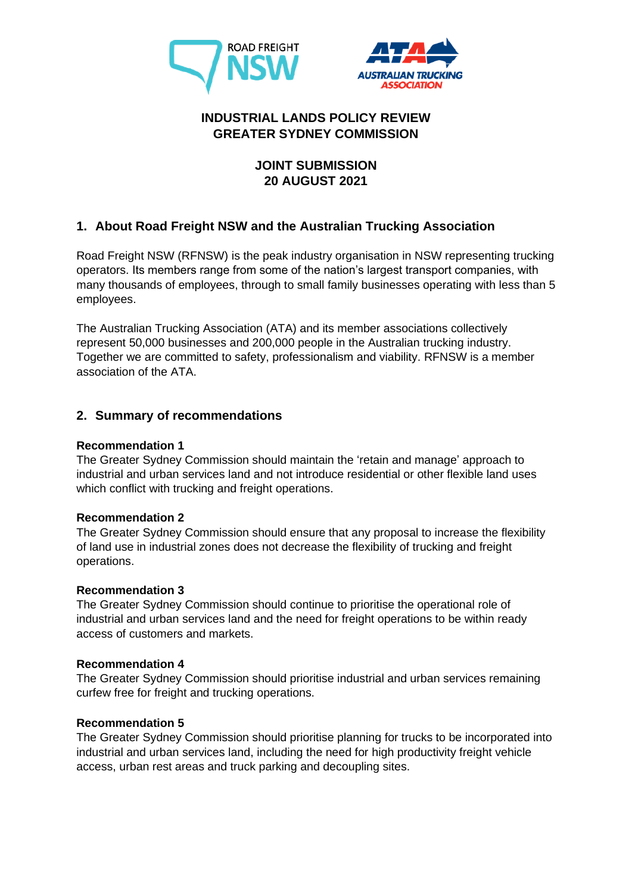**INDUSTRIAL LANDS POLICY REVIEW**
**GREATER SYDNEY COMMISSION**

**JOINT SUBMISSION**
**20 AUGUST 2021**

## 1. About Road Freight NSW and the Australian Trucking Association

Road Freight NSW (RFNSW) is the peak industry organisation in NSW representing trucking operators. Its members range from some of the nation's largest transport companies, with many thousands of employees, through to small family businesses operating with less than 5 employees.

The Australian Trucking Association (ATA) and its member associations collectively represent 50,000 businesses and 200,000 people in the Australian trucking industry. Together we are committed to safety, professionalism and viability. RFNSW is a member association of the ATA.

## 2. Summary of recommendations

**Recommendation 1**
The Greater Sydney Commission should maintain the 'retain and manage' approach to industrial and urban services land and not introduce residential or other flexible land uses which conflict with trucking and freight operations.

**Recommendation 2**
The Greater Sydney Commission should ensure that any proposal to increase the flexibility of land use in industrial zones does not decrease the flexibility of trucking and freight operations.

**Recommendation 3**
The Greater Sydney Commission should continue to prioritise the operational role of industrial and urban services land and the need for freight operations to be within ready access of customers and markets.

**Recommendation 4**
The Greater Sydney Commission should prioritise industrial and urban services remaining curfew free for freight and trucking operations.

**Recommendation 5**
The Greater Sydney Commission should prioritise planning for trucks to be incorporated into industrial and urban services land, including the need for high productivity freight vehicle access, urban rest areas and truck parking and decoupling sites.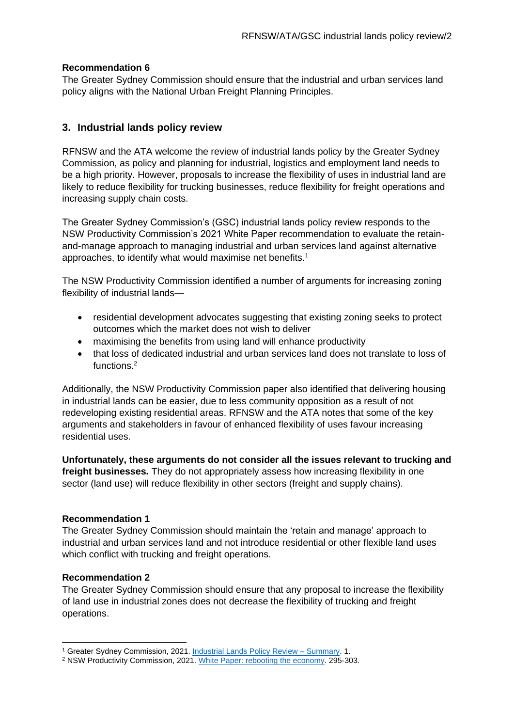**Recommendation 6**

The Greater Sydney Commission should ensure that the industrial and urban services land policy aligns with the National Urban Freight Planning Principles.

## 3. Industrial lands policy review

RFNSW and the ATA welcome the review of industrial lands policy by the Greater Sydney Commission, as policy and planning for industrial, logistics and employment land needs to be a high priority. However, proposals to increase the flexibility of uses in industrial land are likely to reduce flexibility for trucking businesses, reduce flexibility for freight operations and increasing supply chain costs.

The Greater Sydney Commission's (GSC) industrial lands policy review responds to the NSW Productivity Commission's 2021 White Paper recommendation to evaluate the retain-and-manage approach to managing industrial and urban services land against alternative approaches, to identify what would maximise net benefits.[1]

The NSW Productivity Commission identified a number of arguments for increasing zoning flexibility of industrial lands—

- residential development advocates suggesting that existing zoning seeks to protect outcomes which the market does not wish to deliver
- maximising the benefits from using land will enhance productivity
- that loss of dedicated industrial and urban services land does not translate to loss of functions.[2]

Additionally, the NSW Productivity Commission paper also identified that delivering housing in industrial lands can be easier, due to less community opposition as a result of not redeveloping existing residential areas. RFNSW and the ATA notes that some of the key arguments and stakeholders in favour of enhanced flexibility of uses favour increasing residential uses.

**Unfortunately, these arguments do not consider all the issues relevant to trucking and freight businesses.** They do not appropriately assess how increasing flexibility in one sector (land use) will reduce flexibility in other sectors (freight and supply chains).

**Recommendation 1**

The Greater Sydney Commission should maintain the 'retain and manage' approach to industrial and urban services land and not introduce residential or other flexible land uses which conflict with trucking and freight operations.

**Recommendation 2**

The Greater Sydney Commission should ensure that any proposal to increase the flexibility of land use in industrial zones does not decrease the flexibility of trucking and freight operations.

---

[1] Greater Sydney Commission, 2021. Industrial Lands Policy Review – Summary. 1.

[2] NSW Productivity Commission, 2021. White Paper: rebooting the economy. 295-303.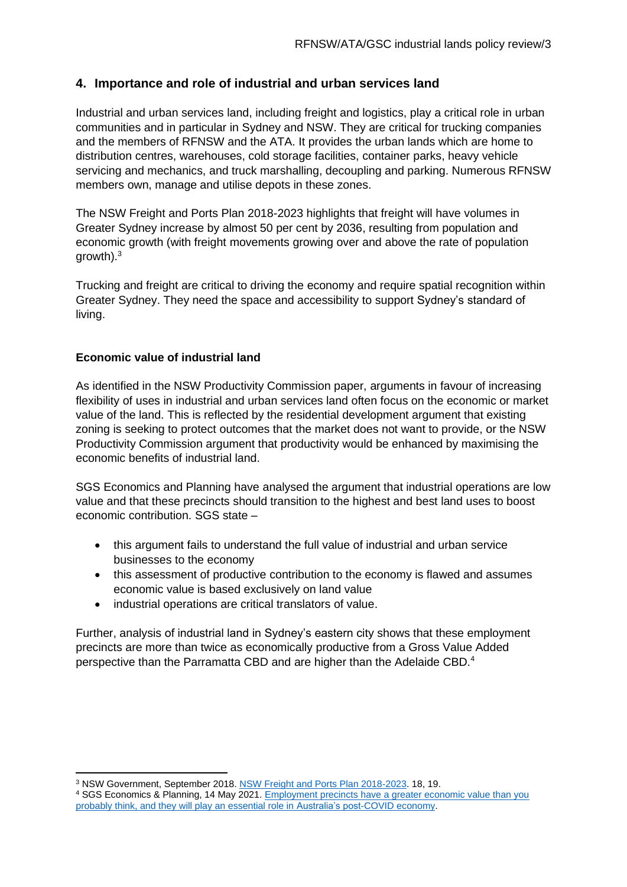## 4. Importance and role of industrial and urban services land

Industrial and urban services land, including freight and logistics, play a critical role in urban communities and in particular in Sydney and NSW. They are critical for trucking companies and the members of RFNSW and the ATA. It provides the urban lands which are home to distribution centres, warehouses, cold storage facilities, container parks, heavy vehicle servicing and mechanics, and truck marshalling, decoupling and parking. Numerous RFNSW members own, manage and utilise depots in these zones.

The NSW Freight and Ports Plan 2018-2023 highlights that freight will have volumes in Greater Sydney increase by almost 50 per cent by 2036, resulting from population and economic growth (with freight movements growing over and above the rate of population growth).[3]

Trucking and freight are critical to driving the economy and require spatial recognition within Greater Sydney. They need the space and accessibility to support Sydney's standard of living.

### Economic value of industrial land

As identified in the NSW Productivity Commission paper, arguments in favour of increasing flexibility of uses in industrial and urban services land often focus on the economic or market value of the land. This is reflected by the residential development argument that existing zoning is seeking to protect outcomes that the market does not want to provide, or the NSW Productivity Commission argument that productivity would be enhanced by maximising the economic benefits of industrial land.

SGS Economics and Planning have analysed the argument that industrial operations are low value and that these precincts should transition to the highest and best land uses to boost economic contribution. SGS state –

- this argument fails to understand the full value of industrial and urban service businesses to the economy
- this assessment of productive contribution to the economy is flawed and assumes economic value is based exclusively on land value
- industrial operations are critical translators of value.

Further, analysis of industrial land in Sydney's eastern city shows that these employment precincts are more than twice as economically productive from a Gross Value Added perspective than the Parramatta CBD and are higher than the Adelaide CBD.[4]

---

[3] NSW Government, September 2018. NSW Freight and Ports Plan 2018-2023. 18, 19.

[4] SGS Economics & Planning, 14 May 2021. Employment precincts have a greater economic value than you probably think, and they will play an essential role in Australia's post-COVID economy.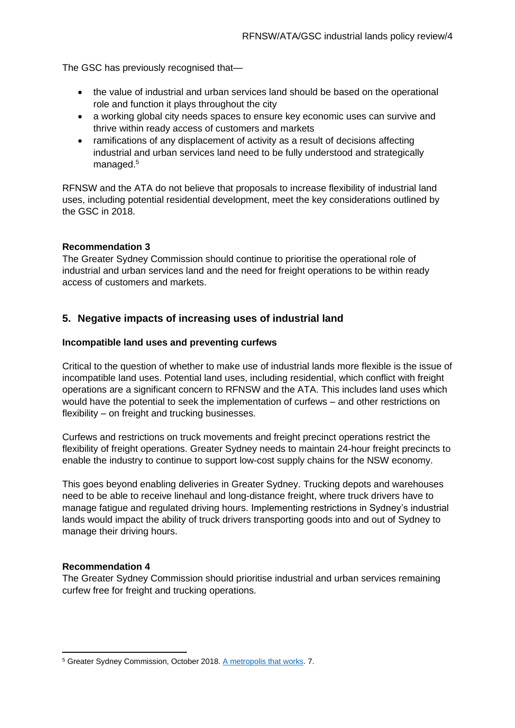The GSC has previously recognised that—

- the value of industrial and urban services land should be based on the operational role and function it plays throughout the city
- a working global city needs spaces to ensure key economic uses can survive and thrive within ready access of customers and markets
- ramifications of any displacement of activity as a result of decisions affecting industrial and urban services land need to be fully understood and strategically managed.[5]

RFNSW and the ATA do not believe that proposals to increase flexibility of industrial land uses, including potential residential development, meet the key considerations outlined by the GSC in 2018.

**Recommendation 3**
The Greater Sydney Commission should continue to prioritise the operational role of industrial and urban services land and the need for freight operations to be within ready access of customers and markets.

## 5. Negative impacts of increasing uses of industrial land

**Incompatible land uses and preventing curfews**

Critical to the question of whether to make use of industrial lands more flexible is the issue of incompatible land uses. Potential land uses, including residential, which conflict with freight operations are a significant concern to RFNSW and the ATA. This includes land uses which would have the potential to seek the implementation of curfews – and other restrictions on flexibility – on freight and trucking businesses.

Curfews and restrictions on truck movements and freight precinct operations restrict the flexibility of freight operations. Greater Sydney needs to maintain 24-hour freight precincts to enable the industry to continue to support low-cost supply chains for the NSW economy.

This goes beyond enabling deliveries in Greater Sydney. Trucking depots and warehouses need to be able to receive linehaul and long-distance freight, where truck drivers have to manage fatigue and regulated driving hours. Implementing restrictions in Sydney's industrial lands would impact the ability of truck drivers transporting goods into and out of Sydney to manage their driving hours.

**Recommendation 4**
The Greater Sydney Commission should prioritise industrial and urban services remaining curfew free for freight and trucking operations.

---

[5] Greater Sydney Commission, October 2018. A metropolis that works. 7.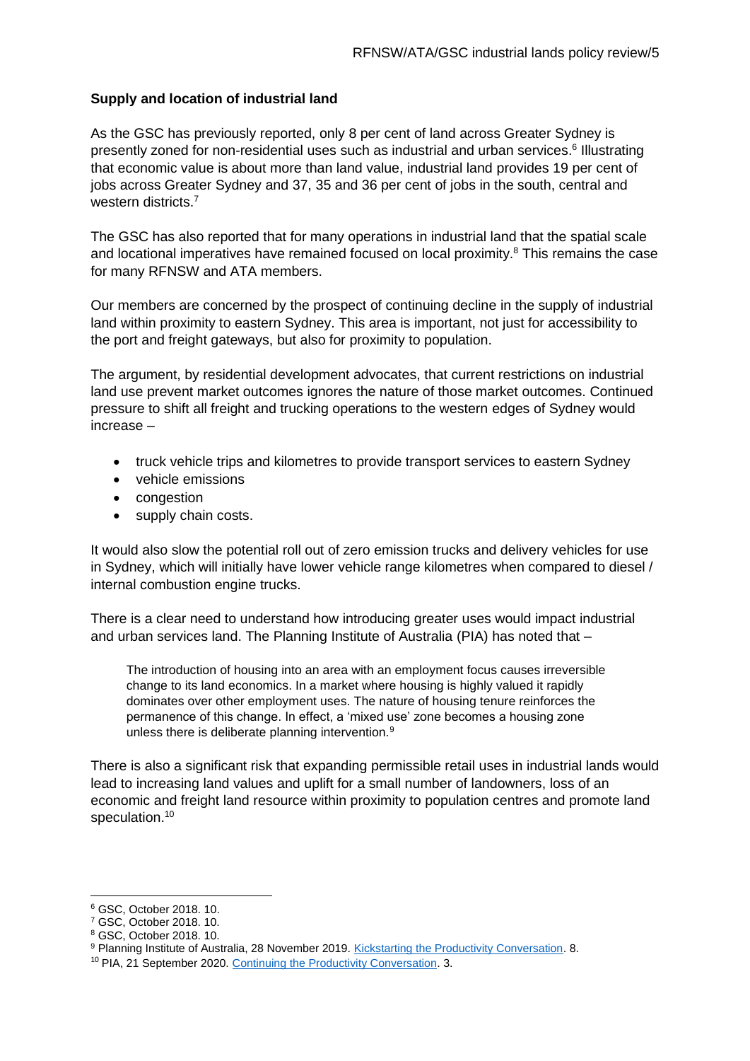**Supply and location of industrial land**

As the GSC has previously reported, only 8 per cent of land across Greater Sydney is presently zoned for non-residential uses such as industrial and urban services.[6] Illustrating that economic value is about more than land value, industrial land provides 19 per cent of jobs across Greater Sydney and 37, 35 and 36 per cent of jobs in the south, central and western districts.[7]

The GSC has also reported that for many operations in industrial land that the spatial scale and locational imperatives have remained focused on local proximity.[8] This remains the case for many RFNSW and ATA members.

Our members are concerned by the prospect of continuing decline in the supply of industrial land within proximity to eastern Sydney. This area is important, not just for accessibility to the port and freight gateways, but also for proximity to population.

The argument, by residential development advocates, that current restrictions on industrial land use prevent market outcomes ignores the nature of those market outcomes. Continued pressure to shift all freight and trucking operations to the western edges of Sydney would increase –

- truck vehicle trips and kilometres to provide transport services to eastern Sydney
- vehicle emissions
- congestion
- supply chain costs.

It would also slow the potential roll out of zero emission trucks and delivery vehicles for use in Sydney, which will initially have lower vehicle range kilometres when compared to diesel / internal combustion engine trucks.

There is a clear need to understand how introducing greater uses would impact industrial and urban services land. The Planning Institute of Australia (PIA) has noted that –

> The introduction of housing into an area with an employment focus causes irreversible change to its land economics. In a market where housing is highly valued it rapidly dominates over other employment uses. The nature of housing tenure reinforces the permanence of this change. In effect, a 'mixed use' zone becomes a housing zone unless there is deliberate planning intervention.[9]

There is also a significant risk that expanding permissible retail uses in industrial lands would lead to increasing land values and uplift for a small number of landowners, loss of an economic and freight land resource within proximity to population centres and promote land speculation.[10]

---

[6] GSC, October 2018. 10.
[7] GSC, October 2018. 10.
[8] GSC, October 2018. 10.
[9] Planning Institute of Australia, 28 November 2019. Kickstarting the Productivity Conversation. 8.
[10] PIA, 21 September 2020. Continuing the Productivity Conversation. 3.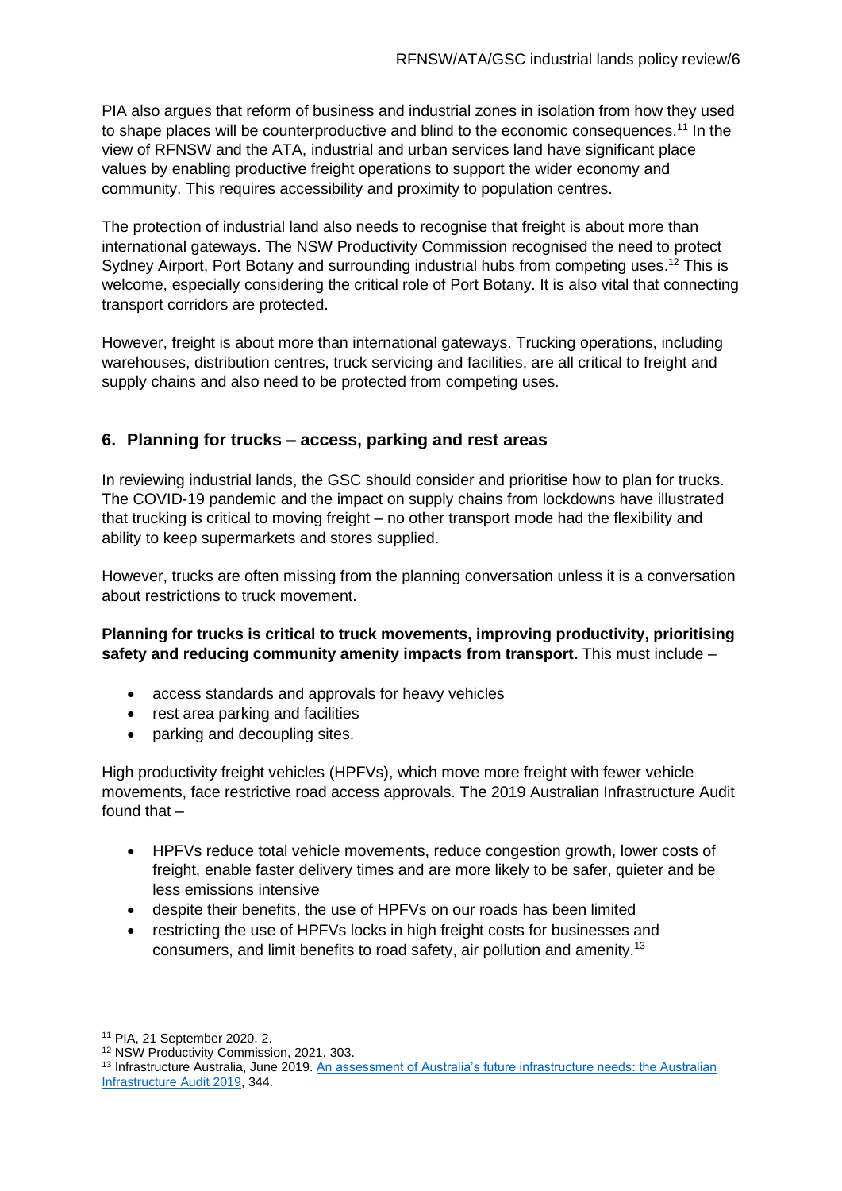PIA also argues that reform of business and industrial zones in isolation from how they used to shape places will be counterproductive and blind to the economic consequences.[11] In the view of RFNSW and the ATA, industrial and urban services land have significant place values by enabling productive freight operations to support the wider economy and community. This requires accessibility and proximity to population centres.

The protection of industrial land also needs to recognise that freight is about more than international gateways. The NSW Productivity Commission recognised the need to protect Sydney Airport, Port Botany and surrounding industrial hubs from competing uses.[12] This is welcome, especially considering the critical role of Port Botany. It is also vital that connecting transport corridors are protected.

However, freight is about more than international gateways. Trucking operations, including warehouses, distribution centres, truck servicing and facilities, are all critical to freight and supply chains and also need to be protected from competing uses.

## 6. Planning for trucks – access, parking and rest areas

In reviewing industrial lands, the GSC should consider and prioritise how to plan for trucks. The COVID-19 pandemic and the impact on supply chains from lockdowns have illustrated that trucking is critical to moving freight – no other transport mode had the flexibility and ability to keep supermarkets and stores supplied.

However, trucks are often missing from the planning conversation unless it is a conversation about restrictions to truck movement.

**Planning for trucks is critical to truck movements, improving productivity, prioritising safety and reducing community amenity impacts from transport.** This must include –

- access standards and approvals for heavy vehicles
- rest area parking and facilities
- parking and decoupling sites.

High productivity freight vehicles (HPFVs), which move more freight with fewer vehicle movements, face restrictive road access approvals. The 2019 Australian Infrastructure Audit found that –

- HPFVs reduce total vehicle movements, reduce congestion growth, lower costs of freight, enable faster delivery times and are more likely to be safer, quieter and be less emissions intensive
- despite their benefits, the use of HPFVs on our roads has been limited
- restricting the use of HPFVs locks in high freight costs for businesses and consumers, and limit benefits to road safety, air pollution and amenity.[13]

---

[11] PIA, 21 September 2020. 2.

[12] NSW Productivity Commission, 2021. 303.

[13] Infrastructure Australia, June 2019. An assessment of Australia's future infrastructure needs: the Australian Infrastructure Audit 2019, 344.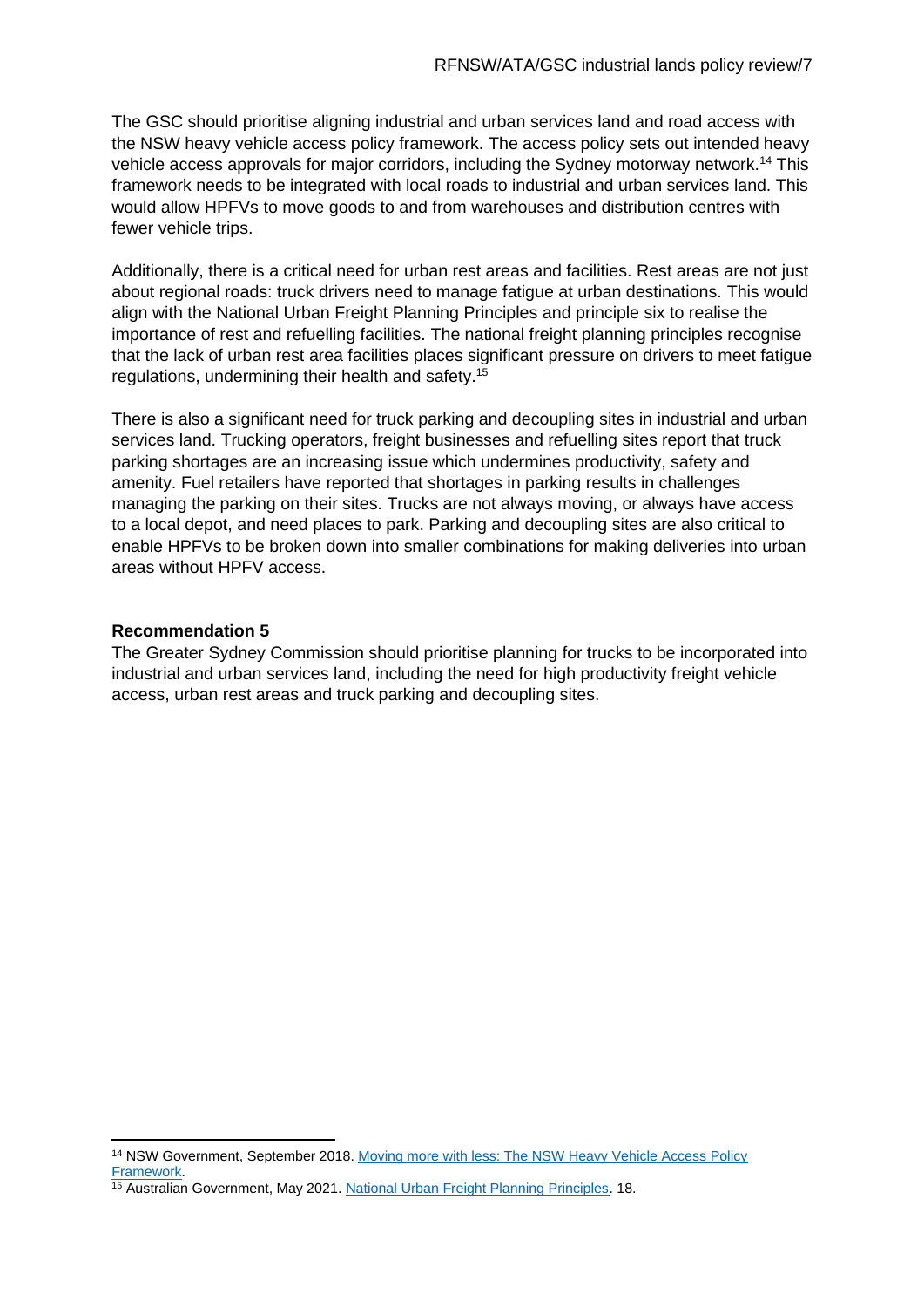The GSC should prioritise aligning industrial and urban services land and road access with the NSW heavy vehicle access policy framework. The access policy sets out intended heavy vehicle access approvals for major corridors, including the Sydney motorway network.[14] This framework needs to be integrated with local roads to industrial and urban services land. This would allow HPFVs to move goods to and from warehouses and distribution centres with fewer vehicle trips.

Additionally, there is a critical need for urban rest areas and facilities. Rest areas are not just about regional roads: truck drivers need to manage fatigue at urban destinations. This would align with the National Urban Freight Planning Principles and principle six to realise the importance of rest and refuelling facilities. The national freight planning principles recognise that the lack of urban rest area facilities places significant pressure on drivers to meet fatigue regulations, undermining their health and safety.[15]

There is also a significant need for truck parking and decoupling sites in industrial and urban services land. Trucking operators, freight businesses and refuelling sites report that truck parking shortages are an increasing issue which undermines productivity, safety and amenity. Fuel retailers have reported that shortages in parking results in challenges managing the parking on their sites. Trucks are not always moving, or always have access to a local depot, and need places to park. Parking and decoupling sites are also critical to enable HPFVs to be broken down into smaller combinations for making deliveries into urban areas without HPFV access.

**Recommendation 5**

The Greater Sydney Commission should prioritise planning for trucks to be incorporated into industrial and urban services land, including the need for high productivity freight vehicle access, urban rest areas and truck parking and decoupling sites.

---

[14] NSW Government, September 2018. Moving more with less: The NSW Heavy Vehicle Access Policy Framework.

[15] Australian Government, May 2021. National Urban Freight Planning Principles. 18.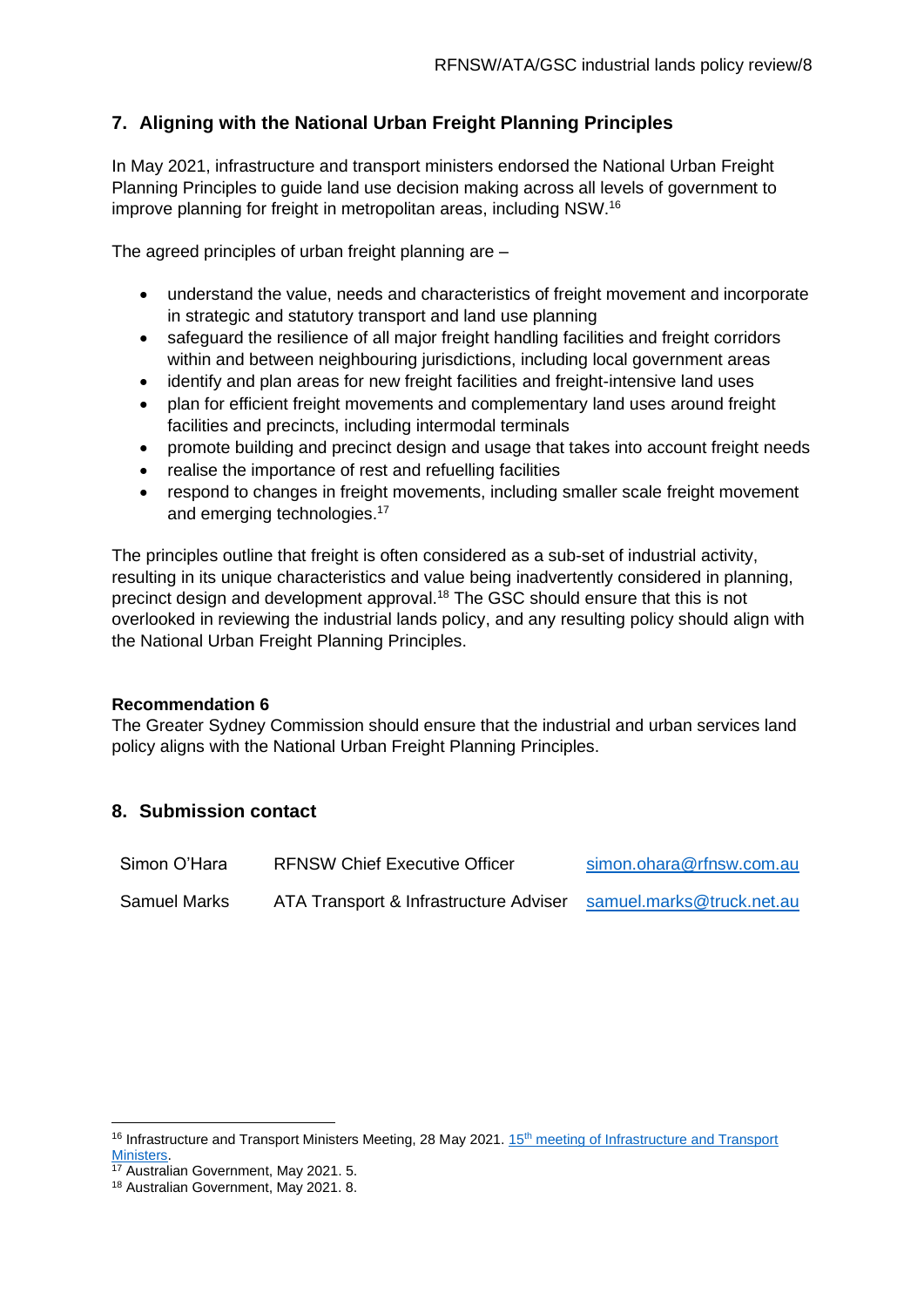## 7. Aligning with the National Urban Freight Planning Principles

In May 2021, infrastructure and transport ministers endorsed the National Urban Freight Planning Principles to guide land use decision making across all levels of government to improve planning for freight in metropolitan areas, including NSW.[16]

The agreed principles of urban freight planning are –

- understand the value, needs and characteristics of freight movement and incorporate in strategic and statutory transport and land use planning
- safeguard the resilience of all major freight handling facilities and freight corridors within and between neighbouring jurisdictions, including local government areas
- identify and plan areas for new freight facilities and freight-intensive land uses
- plan for efficient freight movements and complementary land uses around freight facilities and precincts, including intermodal terminals
- promote building and precinct design and usage that takes into account freight needs
- realise the importance of rest and refuelling facilities
- respond to changes in freight movements, including smaller scale freight movement and emerging technologies.[17]

The principles outline that freight is often considered as a sub-set of industrial activity, resulting in its unique characteristics and value being inadvertently considered in planning, precinct design and development approval.[18] The GSC should ensure that this is not overlooked in reviewing the industrial lands policy, and any resulting policy should align with the National Urban Freight Planning Principles.

**Recommendation 6**
The Greater Sydney Commission should ensure that the industrial and urban services land policy aligns with the National Urban Freight Planning Principles.

## 8. Submission contact

| | | |
|---|---|---|
| Simon O'Hara | RFNSW Chief Executive Officer | simon.ohara@rfnsw.com.au |
| Samuel Marks | ATA Transport & Infrastructure Adviser | samuel.marks@truck.net.au |

---

[16] Infrastructure and Transport Ministers Meeting, 28 May 2021. 15th meeting of Infrastructure and Transport Ministers.

[17] Australian Government, May 2021. 5.

[18] Australian Government, May 2021. 8.